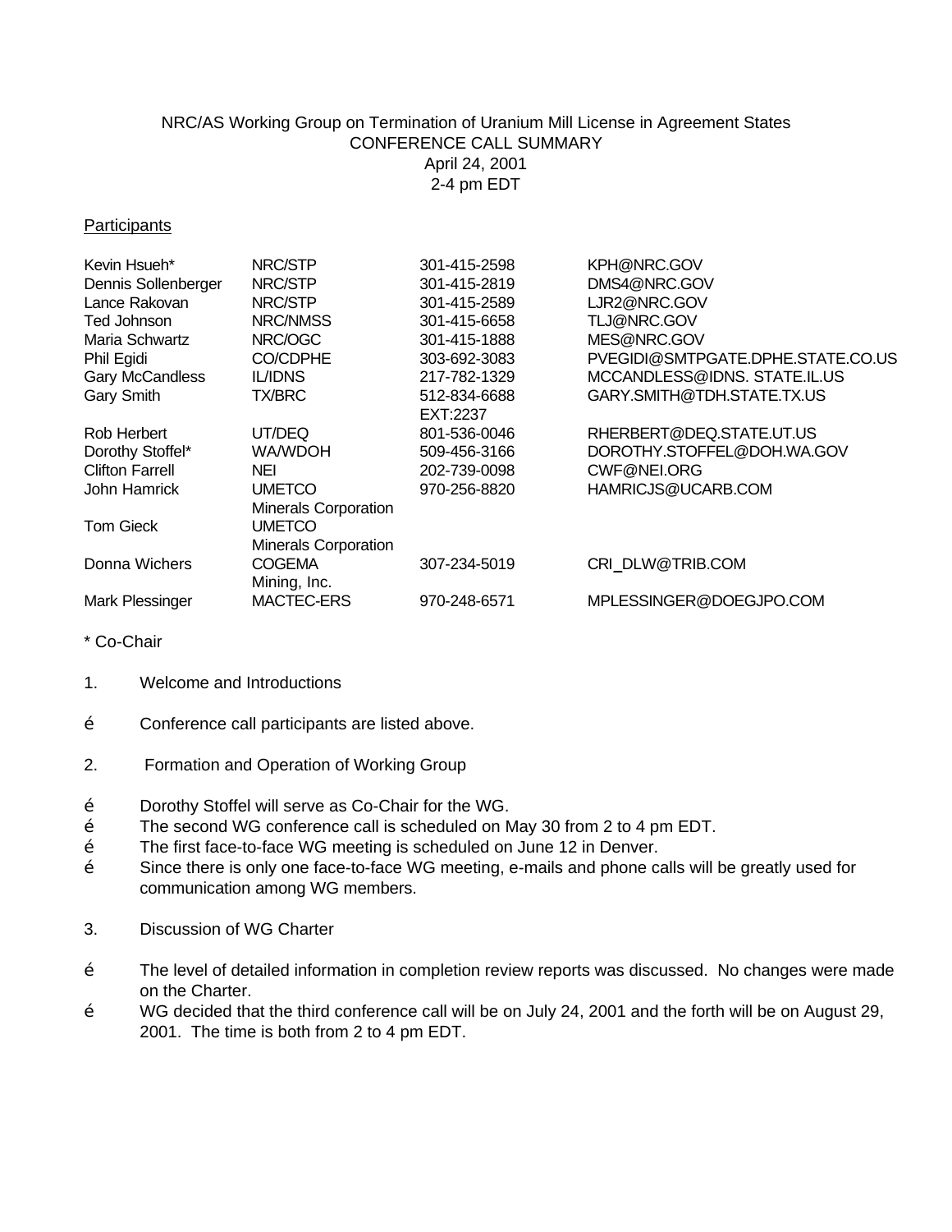NRC/AS Working Group on Termination of Uranium Mill License in Agreement States
CONFERENCE CALL SUMMARY
April 24, 2001
2-4 pm EDT

Participants

| | | | |
|---|---|---|---|
| Kevin Hsueh* | NRC/STP | 301-415-2598 | KPH@NRC.GOV |
| Dennis Sollenberger | NRC/STP | 301-415-2819 | DMS4@NRC.GOV |
| Lance Rakovan | NRC/STP | 301-415-2589 | LJR2@NRC.GOV |
| Ted Johnson | NRC/NMSS | 301-415-6658 | TLJ@NRC.GOV |
| Maria Schwartz | NRC/OGC | 301-415-1888 | MES@NRC.GOV |
| Phil Egidi | CO/CDPHE | 303-692-3083 | PVEGIDI@SMTPGATE.DPHE.STATE.CO.US |
| Gary McCandless | IL/IDNS | 217-782-1329 | MCCANDLESS@IDNS. STATE.IL.US |
| Gary Smith | TX/BRC | 512-834-6688 EXT:2237 | GARY.SMITH@TDH.STATE.TX.US |
| Rob Herbert | UT/DEQ | 801-536-0046 | RHERBERT@DEQ.STATE.UT.US |
| Dorothy Stoffel* | WA/WDOH | 509-456-3166 | DOROTHY.STOFFEL@DOH.WA.GOV |
| Clifton Farrell | NEI | 202-739-0098 | CWF@NEI.ORG |
| John Hamrick | UMETCO Minerals Corporation | 970-256-8820 | HAMRICJS@UCARB.COM |
| Tom Gieck | UMETCO Minerals Corporation | | |
| Donna Wichers | COGEMA Mining, Inc. | 307-234-5019 | CRI_DLW@TRIB.COM |
| Mark Plessinger | MACTEC-ERS | 970-248-6571 | MPLESSINGER@DOEGJPO.COM |

\* Co-Chair

1. Welcome and Introductions

- Conference call participants are listed above.

2. Formation and Operation of Working Group

- Dorothy Stoffel will serve as Co-Chair for the WG.
- The second WG conference call is scheduled on May 30 from 2 to 4 pm EDT.
- The first face-to-face WG meeting is scheduled on June 12 in Denver.
- Since there is only one face-to-face WG meeting, e-mails and phone calls will be greatly used for communication among WG members.

3. Discussion of WG Charter

- The level of detailed information in completion review reports was discussed. No changes were made on the Charter.
- WG decided that the third conference call will be on July 24, 2001 and the forth will be on August 29, 2001. The time is both from 2 to 4 pm EDT.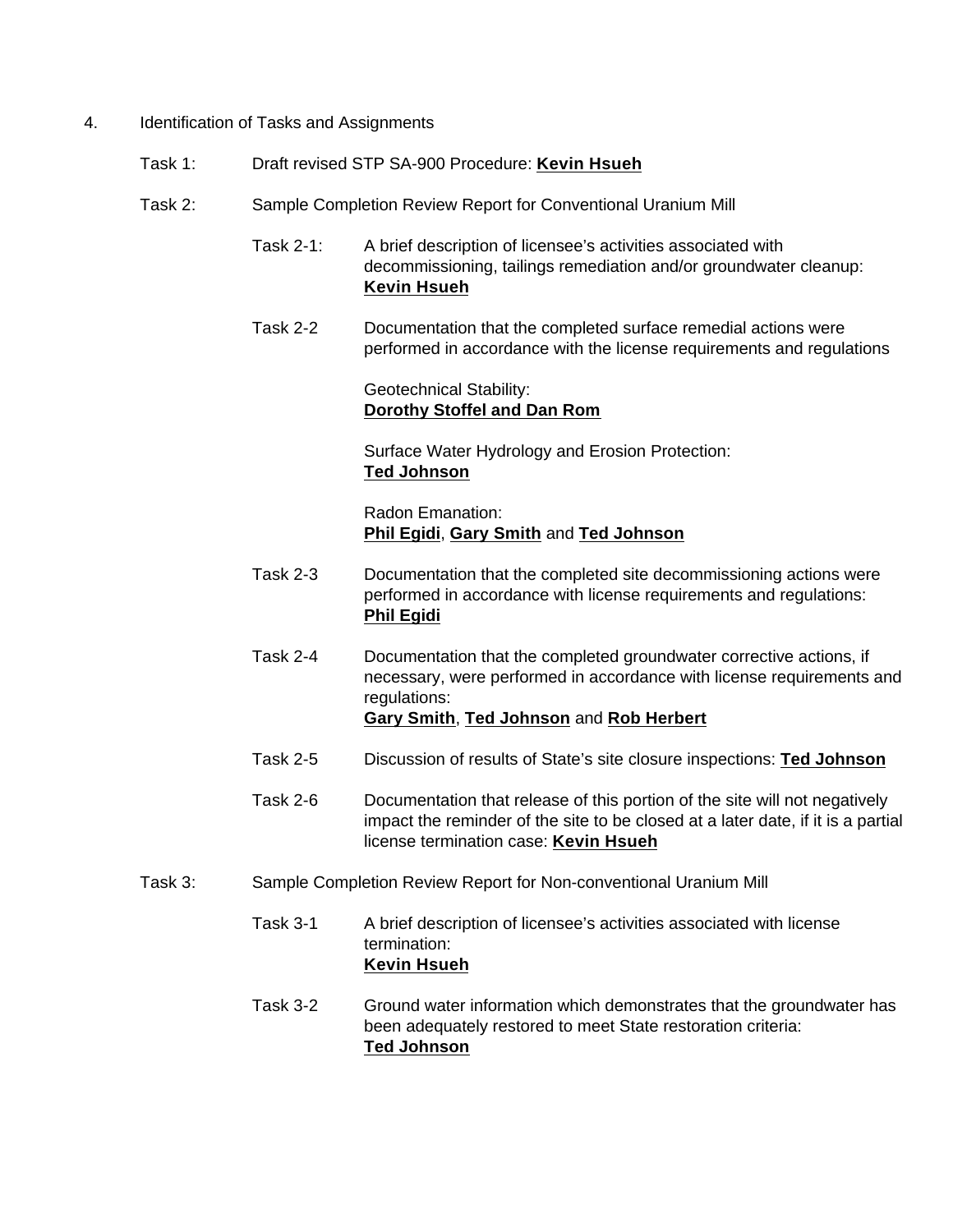4. Identification of Tasks and Assignments

Task 1: Draft revised STP SA-900 Procedure: **Kevin Hsueh**

Task 2: Sample Completion Review Report for Conventional Uranium Mill

Task 2-1: A brief description of licensee's activities associated with decommissioning, tailings remediation and/or groundwater cleanup: **Kevin Hsueh**

Task 2-2 Documentation that the completed surface remedial actions were performed in accordance with the license requirements and regulations

Geotechnical Stability:
**Dorothy Stoffel and Dan Rom**

Surface Water Hydrology and Erosion Protection:
**Ted Johnson**

Radon Emanation:
**Phil Egidi**, **Gary Smith** and **Ted Johnson**

Task 2-3 Documentation that the completed site decommissioning actions were performed in accordance with license requirements and regulations: **Phil Egidi**

Task 2-4 Documentation that the completed groundwater corrective actions, if necessary, were performed in accordance with license requirements and regulations:
**Gary Smith**, **Ted Johnson** and **Rob Herbert**

Task 2-5 Discussion of results of State's site closure inspections: **Ted Johnson**

Task 2-6 Documentation that release of this portion of the site will not negatively impact the reminder of the site to be closed at a later date, if it is a partial license termination case: **Kevin Hsueh**

Task 3: Sample Completion Review Report for Non-conventional Uranium Mill

Task 3-1 A brief description of licensee's activities associated with license termination:
**Kevin Hsueh**

Task 3-2 Ground water information which demonstrates that the groundwater has been adequately restored to meet State restoration criteria:
**Ted Johnson**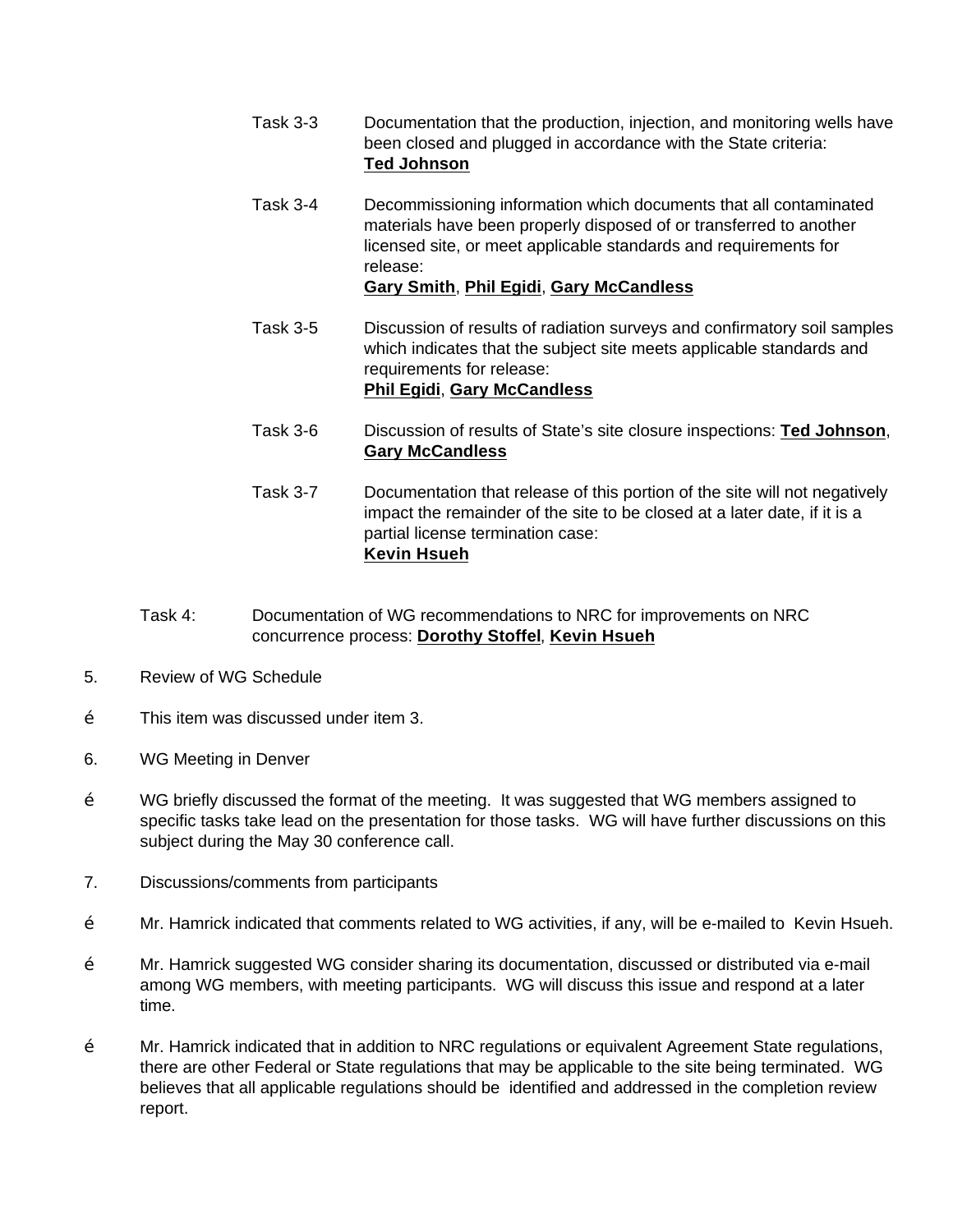Task 3-3 Documentation that the production, injection, and monitoring wells have been closed and plugged in accordance with the State criteria: **Ted Johnson**

Task 3-4 Decommissioning information which documents that all contaminated materials have been properly disposed of or transferred to another licensed site, or meet applicable standards and requirements for release: **Gary Smith**, **Phil Egidi**, **Gary McCandless**

Task 3-5 Discussion of results of radiation surveys and confirmatory soil samples which indicates that the subject site meets applicable standards and requirements for release: **Phil Egidi**, **Gary McCandless**

Task 3-6 Discussion of results of State's site closure inspections: **Ted Johnson**, **Gary McCandless**

Task 3-7 Documentation that release of this portion of the site will not negatively impact the remainder of the site to be closed at a later date, if it is a partial license termination case: **Kevin Hsueh**

Task 4: Documentation of WG recommendations to NRC for improvements on NRC concurrence process: **Dorothy Stoffel**, **Kevin Hsueh**

5. Review of WG Schedule

- This item was discussed under item 3.

6. WG Meeting in Denver

- WG briefly discussed the format of the meeting. It was suggested that WG members assigned to specific tasks take lead on the presentation for those tasks. WG will have further discussions on this subject during the May 30 conference call.

7. Discussions/comments from participants

- Mr. Hamrick indicated that comments related to WG activities, if any, will be e-mailed to Kevin Hsueh.
- Mr. Hamrick suggested WG consider sharing its documentation, discussed or distributed via e-mail among WG members, with meeting participants. WG will discuss this issue and respond at a later time.
- Mr. Hamrick indicated that in addition to NRC regulations or equivalent Agreement State regulations, there are other Federal or State regulations that may be applicable to the site being terminated. WG believes that all applicable regulations should be identified and addressed in the completion review report.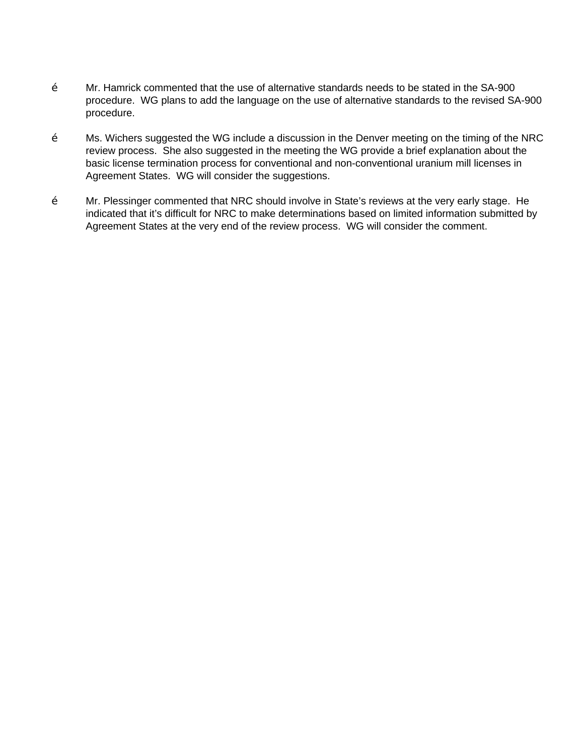- Mr. Hamrick commented that the use of alternative standards needs to be stated in the SA-900 procedure. WG plans to add the language on the use of alternative standards to the revised SA-900 procedure.

- Ms. Wichers suggested the WG include a discussion in the Denver meeting on the timing of the NRC review process. She also suggested in the meeting the WG provide a brief explanation about the basic license termination process for conventional and non-conventional uranium mill licenses in Agreement States. WG will consider the suggestions.

- Mr. Plessinger commented that NRC should involve in State's reviews at the very early stage. He indicated that it's difficult for NRC to make determinations based on limited information submitted by Agreement States at the very end of the review process. WG will consider the comment.